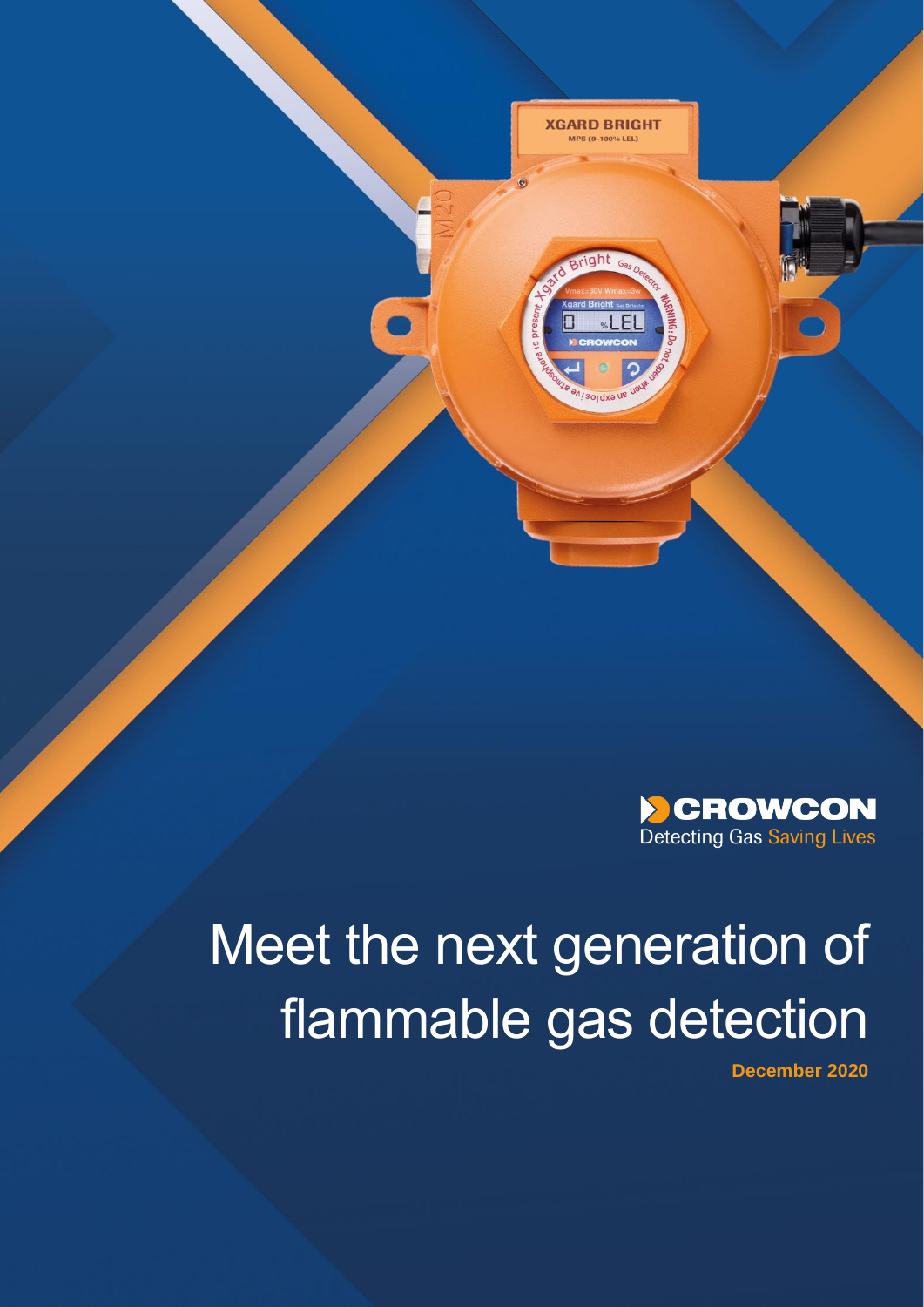CROWCON

Detecting Gas Saving Lives

# Meet the next generation of flammable gas detection

**December 2020**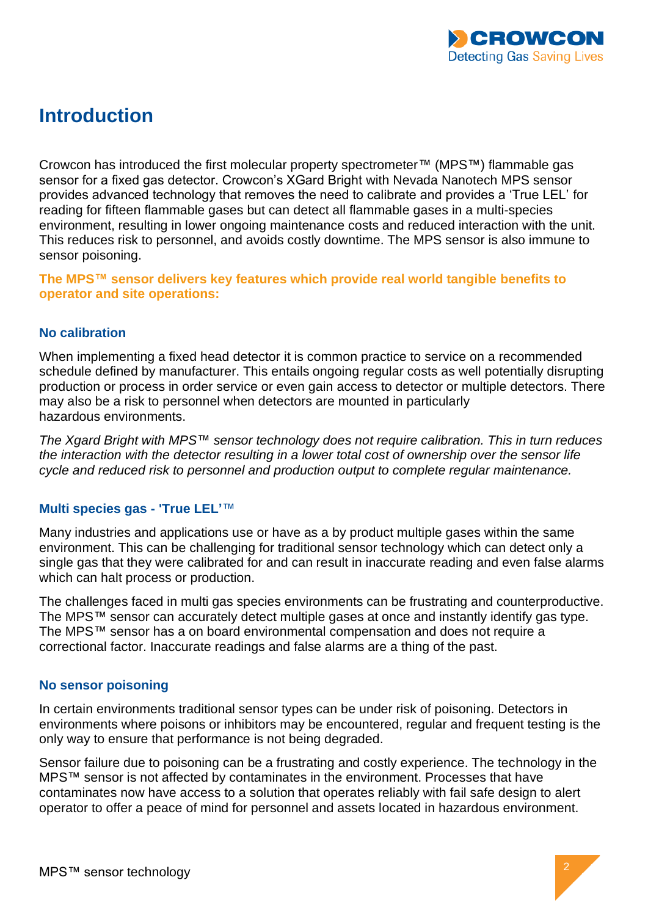# Introduction

Crowcon has introduced the first molecular property spectrometer™ (MPS™) flammable gas sensor for a fixed gas detector. Crowcon's XGard Bright with Nevada Nanotech MPS sensor provides advanced technology that removes the need to calibrate and provides a 'True LEL' for reading for fifteen flammable gases but can detect all flammable gases in a multi-species environment, resulting in lower ongoing maintenance costs and reduced interaction with the unit. This reduces risk to personnel, and avoids costly downtime. The MPS sensor is also immune to sensor poisoning.

**The MPS™ sensor delivers key features which provide real world tangible benefits to operator and site operations:**

### No calibration

When implementing a fixed head detector it is common practice to service on a recommended schedule defined by manufacturer. This entails ongoing regular costs as well potentially disrupting production or process in order service or even gain access to detector or multiple detectors. There may also be a risk to personnel when detectors are mounted in particularly hazardous environments.

*The Xgard Bright with MPS™ sensor technology does not require calibration. This in turn reduces the interaction with the detector resulting in a lower total cost of ownership over the sensor life cycle and reduced risk to personnel and production output to complete regular maintenance.*

### Multi species gas - 'True LEL'™

Many industries and applications use or have as a by product multiple gases within the same environment. This can be challenging for traditional sensor technology which can detect only a single gas that they were calibrated for and can result in inaccurate reading and even false alarms which can halt process or production.

The challenges faced in multi gas species environments can be frustrating and counterproductive. The MPS™ sensor can accurately detect multiple gases at once and instantly identify gas type. The MPS™ sensor has a on board environmental compensation and does not require a correctional factor. Inaccurate readings and false alarms are a thing of the past.

### No sensor poisoning

In certain environments traditional sensor types can be under risk of poisoning. Detectors in environments where poisons or inhibitors may be encountered, regular and frequent testing is the only way to ensure that performance is not being degraded.

Sensor failure due to poisoning can be a frustrating and costly experience. The technology in the MPS™ sensor is not affected by contaminates in the environment. Processes that have contaminates now have access to a solution that operates reliably with fail safe design to alert operator to offer a peace of mind for personnel and assets located in hazardous environment.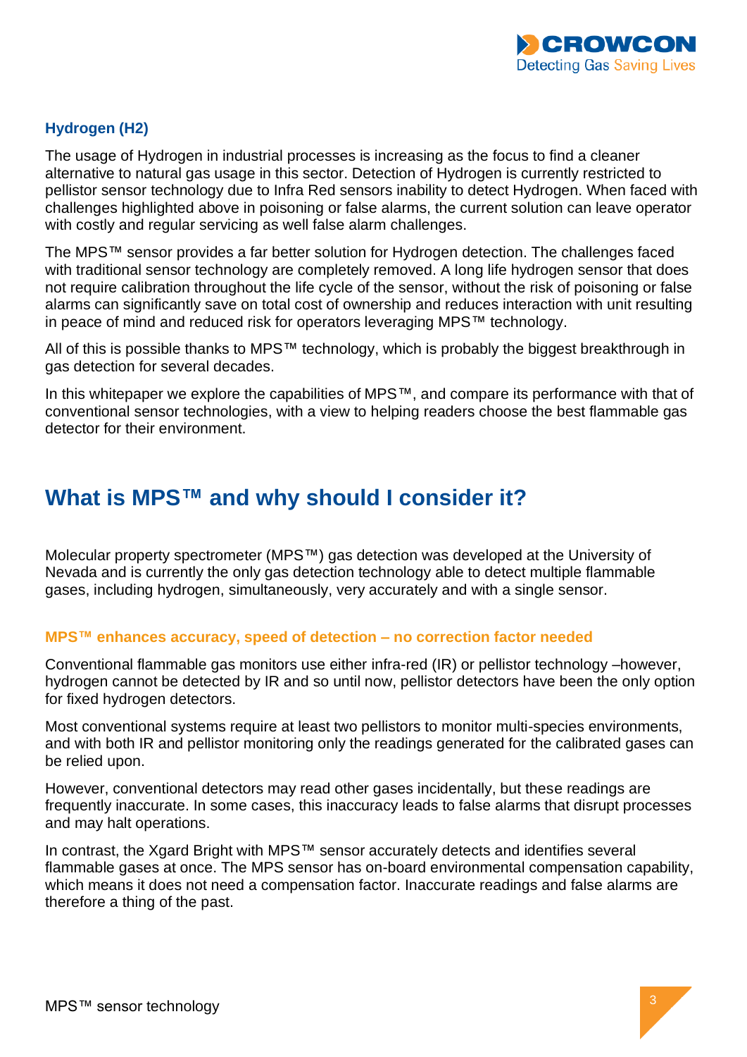### Hydrogen ($H_2$)

The usage of Hydrogen in industrial processes is increasing as the focus to find a cleaner alternative to natural gas usage in this sector. Detection of Hydrogen is currently restricted to pellistor sensor technology due to Infra Red sensors inability to detect Hydrogen. When faced with challenges highlighted above in poisoning or false alarms, the current solution can leave operator with costly and regular servicing as well false alarm challenges.

The MPS™ sensor provides a far better solution for Hydrogen detection. The challenges faced with traditional sensor technology are completely removed. A long life hydrogen sensor that does not require calibration throughout the life cycle of the sensor, without the risk of poisoning or false alarms can significantly save on total cost of ownership and reduces interaction with unit resulting in peace of mind and reduced risk for operators leveraging MPS™ technology.

All of this is possible thanks to MPS™ technology, which is probably the biggest breakthrough in gas detection for several decades.

In this whitepaper we explore the capabilities of MPS™, and compare its performance with that of conventional sensor technologies, with a view to helping readers choose the best flammable gas detector for their environment.

## What is MPS™ and why should I consider it?

Molecular property spectrometer (MPS™) gas detection was developed at the University of Nevada and is currently the only gas detection technology able to detect multiple flammable gases, including hydrogen, simultaneously, very accurately and with a single sensor.

### MPS™ enhances accuracy, speed of detection – no correction factor needed

Conventional flammable gas monitors use either infra-red (IR) or pellistor technology –however, hydrogen cannot be detected by IR and so until now, pellistor detectors have been the only option for fixed hydrogen detectors.

Most conventional systems require at least two pellistors to monitor multi-species environments, and with both IR and pellistor monitoring only the readings generated for the calibrated gases can be relied upon.

However, conventional detectors may read other gases incidentally, but these readings are frequently inaccurate. In some cases, this inaccuracy leads to false alarms that disrupt processes and may halt operations.

In contrast, the Xgard Bright with MPS™ sensor accurately detects and identifies several flammable gases at once. The MPS sensor has on-board environmental compensation capability, which means it does not need a compensation factor. Inaccurate readings and false alarms are therefore a thing of the past.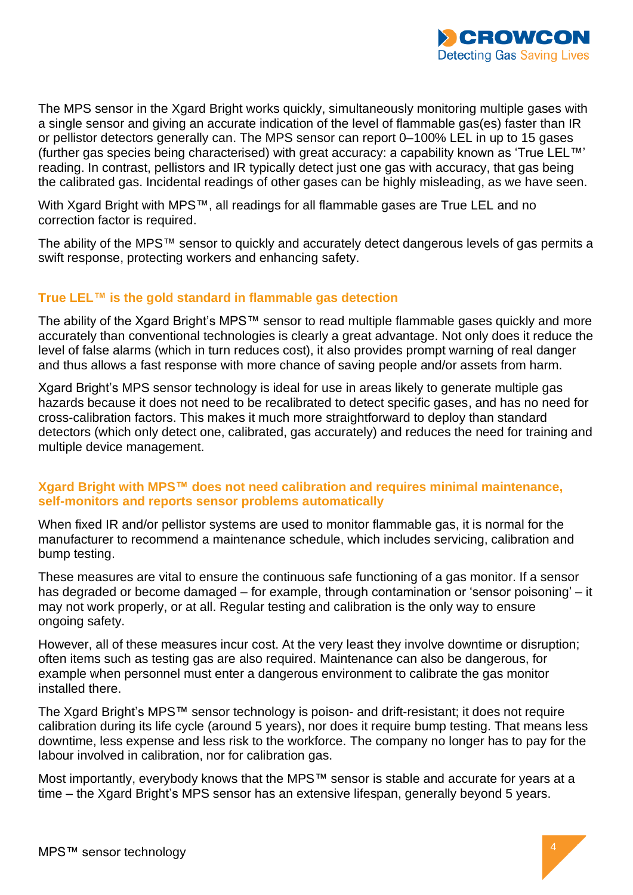The MPS sensor in the Xgard Bright works quickly, simultaneously monitoring multiple gases with a single sensor and giving an accurate indication of the level of flammable gas(es) faster than IR or pellistor detectors generally can. The MPS sensor can report 0–100% LEL in up to 15 gases (further gas species being characterised) with great accuracy: a capability known as 'True LEL™' reading. In contrast, pellistors and IR typically detect just one gas with accuracy, that gas being the calibrated gas. Incidental readings of other gases can be highly misleading, as we have seen.

With Xgard Bright with MPS™, all readings for all flammable gases are True LEL and no correction factor is required.

The ability of the MPS™ sensor to quickly and accurately detect dangerous levels of gas permits a swift response, protecting workers and enhancing safety.

## True LEL™ is the gold standard in flammable gas detection

The ability of the Xgard Bright's MPS™ sensor to read multiple flammable gases quickly and more accurately than conventional technologies is clearly a great advantage. Not only does it reduce the level of false alarms (which in turn reduces cost), it also provides prompt warning of real danger and thus allows a fast response with more chance of saving people and/or assets from harm.

Xgard Bright's MPS sensor technology is ideal for use in areas likely to generate multiple gas hazards because it does not need to be recalibrated to detect specific gases, and has no need for cross-calibration factors. This makes it much more straightforward to deploy than standard detectors (which only detect one, calibrated, gas accurately) and reduces the need for training and multiple device management.

## Xgard Bright with MPS™ does not need calibration and requires minimal maintenance, self-monitors and reports sensor problems automatically

When fixed IR and/or pellistor systems are used to monitor flammable gas, it is normal for the manufacturer to recommend a maintenance schedule, which includes servicing, calibration and bump testing.

These measures are vital to ensure the continuous safe functioning of a gas monitor. If a sensor has degraded or become damaged – for example, through contamination or 'sensor poisoning' – it may not work properly, or at all. Regular testing and calibration is the only way to ensure ongoing safety.

However, all of these measures incur cost. At the very least they involve downtime or disruption; often items such as testing gas are also required. Maintenance can also be dangerous, for example when personnel must enter a dangerous environment to calibrate the gas monitor installed there.

The Xgard Bright's MPS™ sensor technology is poison- and drift-resistant; it does not require calibration during its life cycle (around 5 years), nor does it require bump testing. That means less downtime, less expense and less risk to the workforce. The company no longer has to pay for the labour involved in calibration, nor for calibration gas.

Most importantly, everybody knows that the MPS™ sensor is stable and accurate for years at a time – the Xgard Bright's MPS sensor has an extensive lifespan, generally beyond 5 years.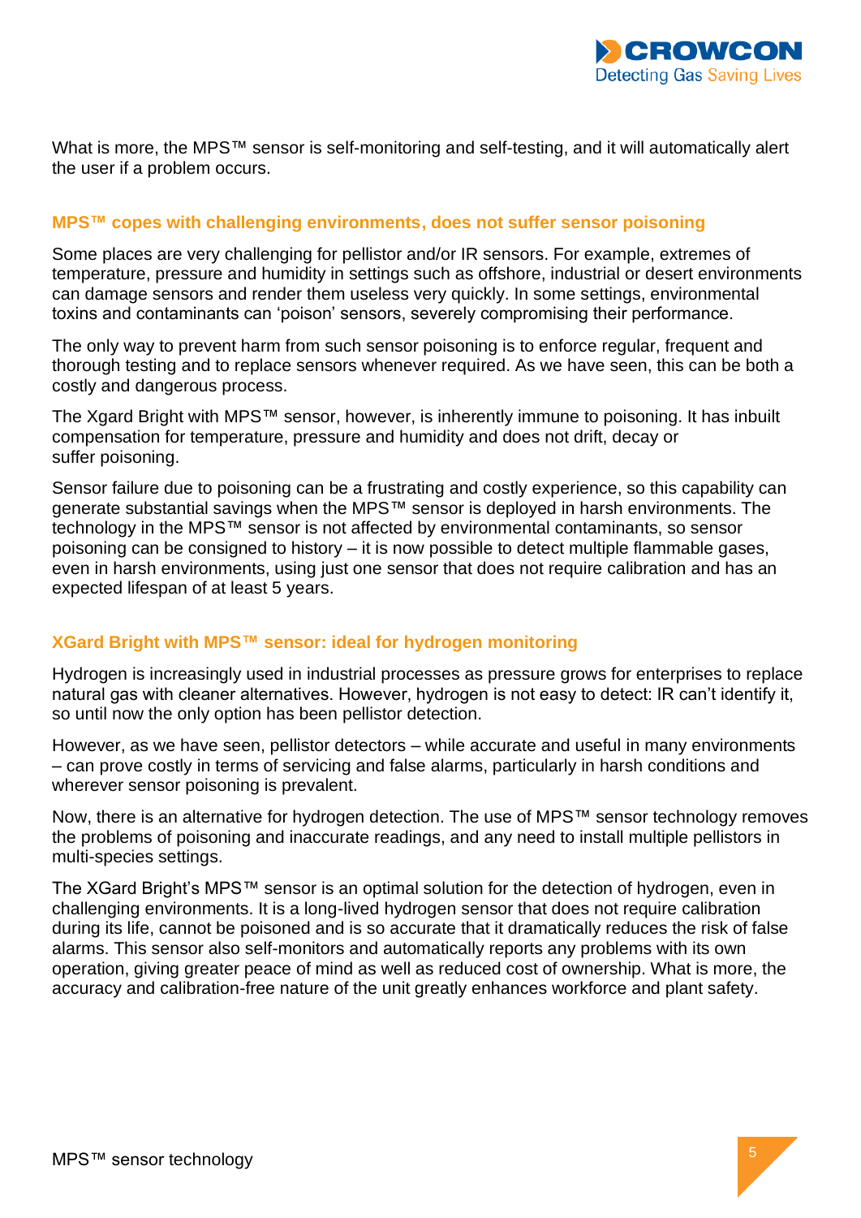What is more, the MPS™ sensor is self-monitoring and self-testing, and it will automatically alert the user if a problem occurs.

### MPS™ copes with challenging environments, does not suffer sensor poisoning

Some places are very challenging for pellistor and/or IR sensors. For example, extremes of temperature, pressure and humidity in settings such as offshore, industrial or desert environments can damage sensors and render them useless very quickly. In some settings, environmental toxins and contaminants can 'poison' sensors, severely compromising their performance.

The only way to prevent harm from such sensor poisoning is to enforce regular, frequent and thorough testing and to replace sensors whenever required. As we have seen, this can be both a costly and dangerous process.

The Xgard Bright with MPS™ sensor, however, is inherently immune to poisoning. It has inbuilt compensation for temperature, pressure and humidity and does not drift, decay or suffer poisoning.

Sensor failure due to poisoning can be a frustrating and costly experience, so this capability can generate substantial savings when the MPS™ sensor is deployed in harsh environments. The technology in the MPS™ sensor is not affected by environmental contaminants, so sensor poisoning can be consigned to history – it is now possible to detect multiple flammable gases, even in harsh environments, using just one sensor that does not require calibration and has an expected lifespan of at least 5 years.

### XGard Bright with MPS™ sensor: ideal for hydrogen monitoring

Hydrogen is increasingly used in industrial processes as pressure grows for enterprises to replace natural gas with cleaner alternatives. However, hydrogen is not easy to detect: IR can't identify it, so until now the only option has been pellistor detection.

However, as we have seen, pellistor detectors – while accurate and useful in many environments – can prove costly in terms of servicing and false alarms, particularly in harsh conditions and wherever sensor poisoning is prevalent.

Now, there is an alternative for hydrogen detection. The use of MPS™ sensor technology removes the problems of poisoning and inaccurate readings, and any need to install multiple pellistors in multi-species settings.

The XGard Bright's MPS™ sensor is an optimal solution for the detection of hydrogen, even in challenging environments. It is a long-lived hydrogen sensor that does not require calibration during its life, cannot be poisoned and is so accurate that it dramatically reduces the risk of false alarms. This sensor also self-monitors and automatically reports any problems with its own operation, giving greater peace of mind as well as reduced cost of ownership. What is more, the accuracy and calibration-free nature of the unit greatly enhances workforce and plant safety.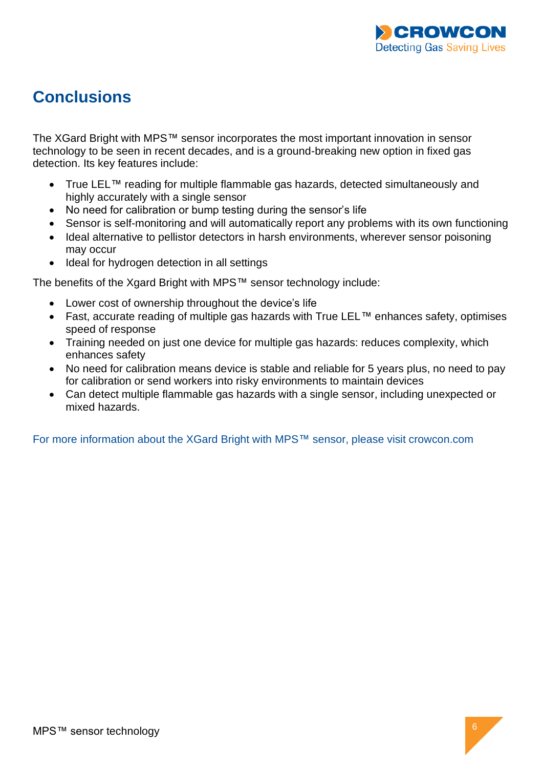# Conclusions

The XGard Bright with MPS™ sensor incorporates the most important innovation in sensor technology to be seen in recent decades, and is a ground-breaking new option in fixed gas detection. Its key features include:

- True LEL™ reading for multiple flammable gas hazards, detected simultaneously and highly accurately with a single sensor
- No need for calibration or bump testing during the sensor's life
- Sensor is self-monitoring and will automatically report any problems with its own functioning
- Ideal alternative to pellistor detectors in harsh environments, wherever sensor poisoning may occur
- Ideal for hydrogen detection in all settings

The benefits of the Xgard Bright with MPS™ sensor technology include:

- Lower cost of ownership throughout the device's life
- Fast, accurate reading of multiple gas hazards with True LEL™ enhances safety, optimises speed of response
- Training needed on just one device for multiple gas hazards: reduces complexity, which enhances safety
- No need for calibration means device is stable and reliable for 5 years plus, no need to pay for calibration or send workers into risky environments to maintain devices
- Can detect multiple flammable gas hazards with a single sensor, including unexpected or mixed hazards.

For more information about the XGard Bright with MPS™ sensor, please visit crowcon.com